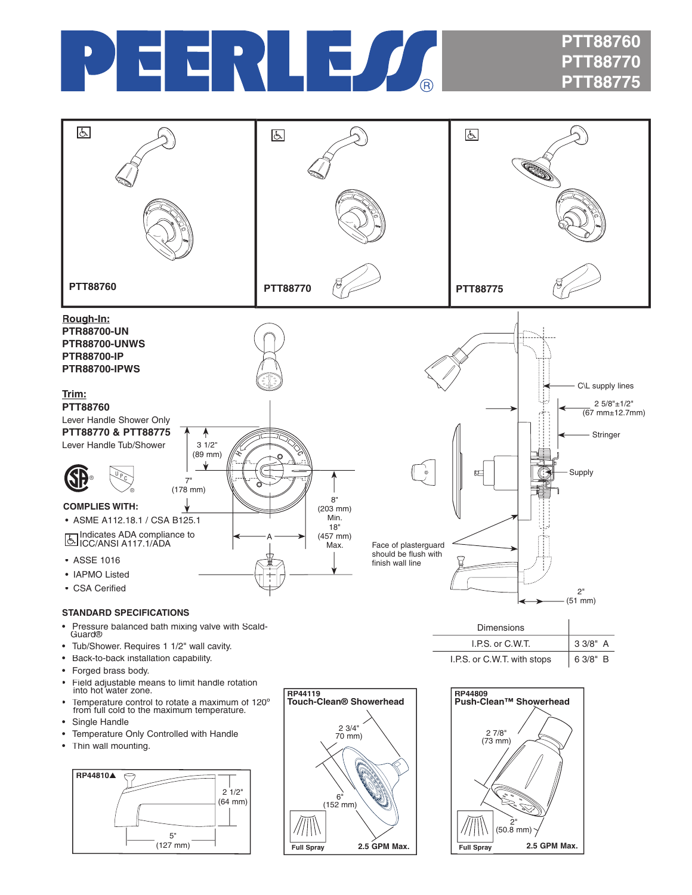# PEERLESS®

**PTT88760**
**PTT88770**
**PTT88775**

**PTT88760** | **PTT88770** | **PTT88775**

**Rough-In:**
**PTR88700-UN**
**PTR88700-UNWS**
**PTR88700-IP**
**PTR88700-IPWS**

**Trim:**
**PTT88760**
Lever Handle Shower Only
**PTT88770 & PTT88775**
Lever Handle Tub/Shower

3 1/2" (89 mm)
7" (178 mm)
8" (203 mm) Min.
18" (457 mm) Max.
A

C\L supply lines
2 5/8"±1/2" (67 mm±12.7mm)
Stringer
Supply
Face of plasterguard should be flush with finish wall line
2" (51 mm)

**COMPLIES WITH:**

- ASME A112.18.1 / CSA B125.1
- Indicates ADA compliance to ICC/ANSI A117.1/ADA
- ASSE 1016
- IAPMO Listed
- CSA Cerified

| Dimensions | |
|---|---|
| I.P.S. or C.W.T. | 3 3/8" A |
| I.P.S. or C.W.T. with stops | 6 3/8" B |

**STANDARD SPECIFICATIONS**

- Pressure balanced bath mixing valve with Scald-Guard®
- Tub/Shower. Requires 1 1/2" wall cavity.
- Back-to-back installation capability.
- Forged brass body.
- Field adjustable means to limit handle rotation into hot water zone.
- Temperature control to rotate a maximum of 120° from full cold to the maximum temperature.
- Single Handle
- Temperature Only Controlled with Handle
- Thin wall mounting.

**RP44810▲**
2 1/2" (64 mm)
5" (127 mm)

**RP44119**
**Touch-Clean® Showerhead**
2 3/4" 70 mm)
6" (152 mm)
Full Spray — **2.5 GPM Max.**

**RP44809**
**Push-Clean™ Showerhead**
2 7/8" (73 mm)
2" (50.8 mm)
Full Spray — **2.5 GPM Max.**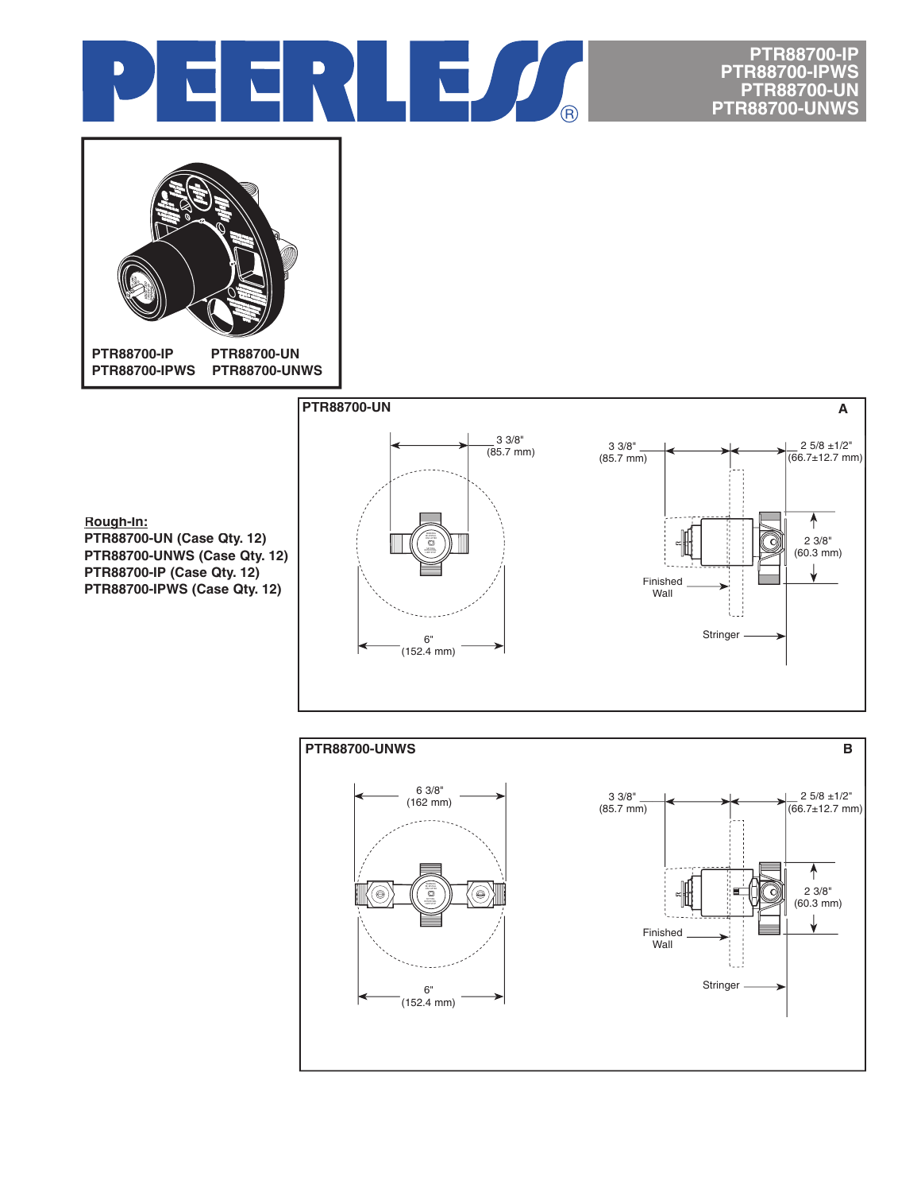# PTR88700-IP
# PTR88700-IPWS
# PTR88700-UN
# PTR88700-UNWS

PTR88700-IP PTR88700-UN
PTR88700-IPWS PTR88700-UNWS

**Rough-In:**
**PTR88700-UN (Case Qty. 12)**
**PTR88700-UNWS (Case Qty. 12)**
**PTR88700-IP (Case Qty. 12)**
**PTR88700-IPWS (Case Qty. 12)**

**PTR88700-UN** A

3 3/8"
(85.7 mm)

6"
(152.4 mm)

3 3/8"
(85.7 mm)

2 5/8 ±1/2"
(66.7±12.7 mm)

2 3/8"
(60.3 mm)

Finished
Wall

Stringer

**PTR88700-UNWS** B

6 3/8"
(162 mm)

6"
(152.4 mm)

3 3/8"
(85.7 mm)

2 5/8 ±1/2"
(66.7±12.7 mm)

2 3/8"
(60.3 mm)

Finished
Wall

Stringer